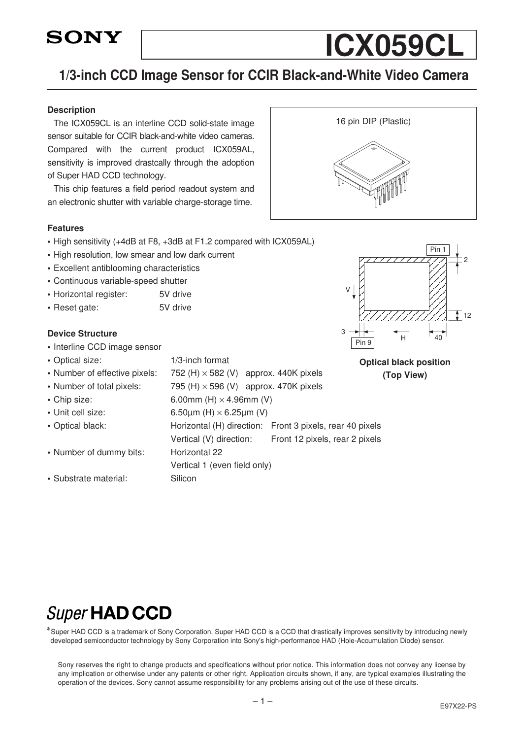# ICX059CL

## 1/3-inch CCD Image Sensor for CCIR Black-and-White Video Camera

### Description

The ICX059CL is an interline CCD solid-state image sensor suitable for CCIR black-and-white video cameras. Compared with the current product ICX059AL, sensitivity is improved drastcally through the adoption of Super HAD CCD technology.

This chip features a field period readout system and an electronic shutter with variable charge-storage time.

16 pin DIP (Plastic)

### Features

- High sensitivity (+4dB at F8, +3dB at F1.2 compared with ICX059AL)
- High resolution, low smear and low dark current
- Excellent antiblooming characteristics
- Continuous variable-speed shutter
- Horizontal register: 5V drive
- Reset gate: 5V drive

### Device Structure

- Interline CCD image sensor
- Optical size: 1/3-inch format
- Number of effective pixels: 752 (H) × 582 (V) approx. 440K pixels
- Number of total pixels: 795 (H) × 596 (V) approx. 470K pixels
- Chip size: 6.00mm (H) × 4.96mm (V)
- Unit cell size: 6.50μm (H) × 6.25μm (V)
- Optical black: Horizontal (H) direction: Front 3 pixels, rear 40 pixels
  Vertical (V) direction: Front 12 pixels, rear 2 pixels
- Number of dummy bits: Horizontal 22
  Vertical 1 (even field only)
- Substrate material: Silicon

Pin 1, 2, V, 12, 3, H, 40, Pin 9

**Optical black position (Top View)**

*Super* **HAD CCD**

*Super HAD CCD is a trademark of Sony Corporation. Super HAD CCD is a CCD that drastically improves sensitivity by introducing newly developed semiconductor technology by Sony Corporation into Sony's high-performance HAD (Hole-Accumulation Diode) sensor.

Sony reserves the right to change products and specifications without prior notice. This information does not convey any license by any implication or otherwise under any patents or other right. Application circuits shown, if any, are typical examples illustrating the operation of the devices. Sony cannot assume responsibility for any problems arising out of the use of these circuits.

E97X22-PS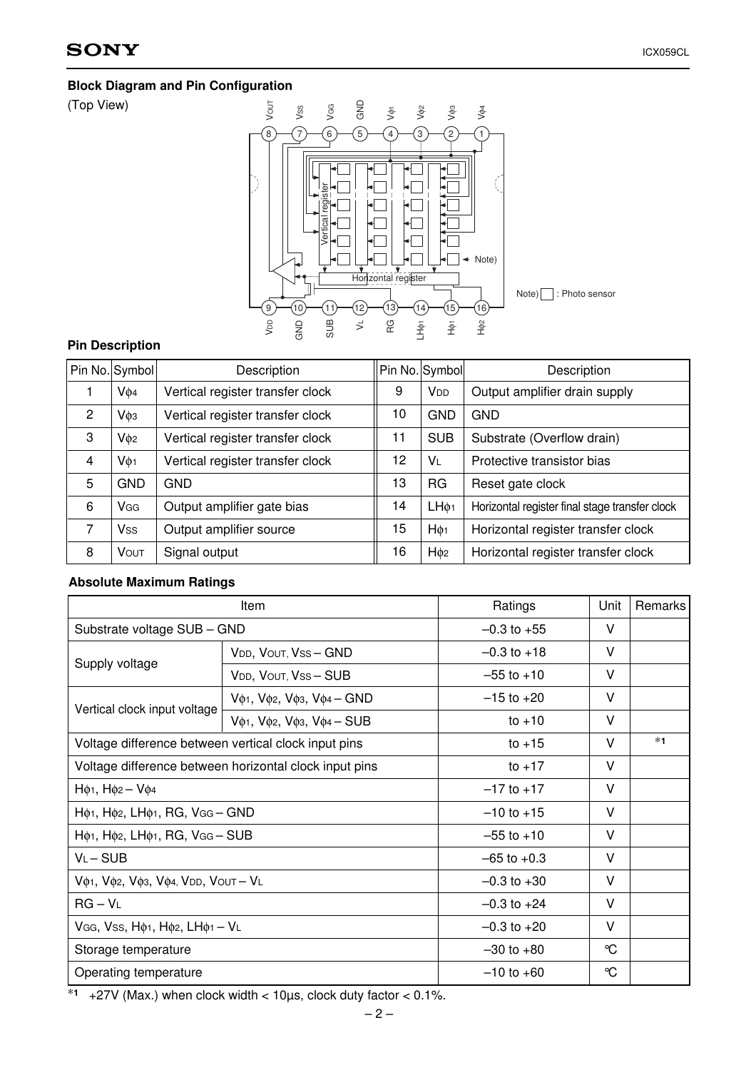## Block Diagram and Pin Configuration

(Top View)

Note) □ : Photo sensor

## Pin Description

| Pin No. | Symbol | Description | Pin No. | Symbol | Description |
|---|---|---|---|---|---|
| 1 | $V\phi_4$ | Vertical register transfer clock | 9 | $V_{DD}$ | Output amplifier drain supply |
| 2 | $V\phi_3$ | Vertical register transfer clock | 10 | GND | GND |
| 3 | $V\phi_2$ | Vertical register transfer clock | 11 | SUB | Substrate (Overflow drain) |
| 4 | $V\phi_1$ | Vertical register transfer clock | 12 | $V_L$ | Protective transistor bias |
| 5 | GND | GND | 13 | RG | Reset gate clock |
| 6 | $V_{GG}$ | Output amplifier gate bias | 14 | $LH\phi_1$ | Horizontal register final stage transfer clock |
| 7 | $V_{SS}$ | Output amplifier source | 15 | $H\phi_1$ | Horizontal register transfer clock |
| 8 | $V_{OUT}$ | Signal output | 16 | $H\phi_2$ | Horizontal register transfer clock |

## Absolute Maximum Ratings

| Item | | Ratings | Unit | Remarks |
|---|---|---|---|---|
| Substrate voltage SUB – GND | | –0.3 to +55 | V | |
| Supply voltage | $V_{DD}$, $V_{OUT}$, $V_{SS}$ – GND | –0.3 to +18 | V | |
| | $V_{DD}$, $V_{OUT}$, $V_{SS}$ – SUB | –55 to +10 | V | |
| Vertical clock input voltage | $V\phi_1$, $V\phi_2$, $V\phi_3$, $V\phi_4$ – GND | –15 to +20 | V | |
| | $V\phi_1$, $V\phi_2$, $V\phi_3$, $V\phi_4$ – SUB | to +10 | V | |
| Voltage difference between vertical clock input pins | | to +15 | V | *1 |
| Voltage difference between horizontal clock input pins | | to +17 | V | |
| $H\phi_1$, $H\phi_2$ – $V\phi_4$ | | –17 to +17 | V | |
| $H\phi_1$, $H\phi_2$, $LH\phi_1$, RG, $V_{GG}$ – GND | | –10 to +15 | V | |
| $H\phi_1$, $H\phi_2$, $LH\phi_1$, RG, $V_{GG}$ – SUB | | –55 to +10 | V | |
| $V_L$ – SUB | | –65 to +0.3 | V | |
| $V\phi_1$, $V\phi_2$, $V\phi_3$, $V\phi_4$, $V_{DD}$, $V_{OUT}$ – $V_L$ | | –0.3 to +30 | V | |
| RG – $V_L$ | | –0.3 to +24 | V | |
| $V_{GG}$, $V_{SS}$, $H\phi_1$, $H\phi_2$, $LH\phi_1$ – $V_L$ | | –0.3 to +20 | V | |
| Storage temperature | | –30 to +80 | °C | |
| Operating temperature | | –10 to +60 | °C | |

*1 +27V (Max.) when clock width < 10µs, clock duty factor < 0.1%.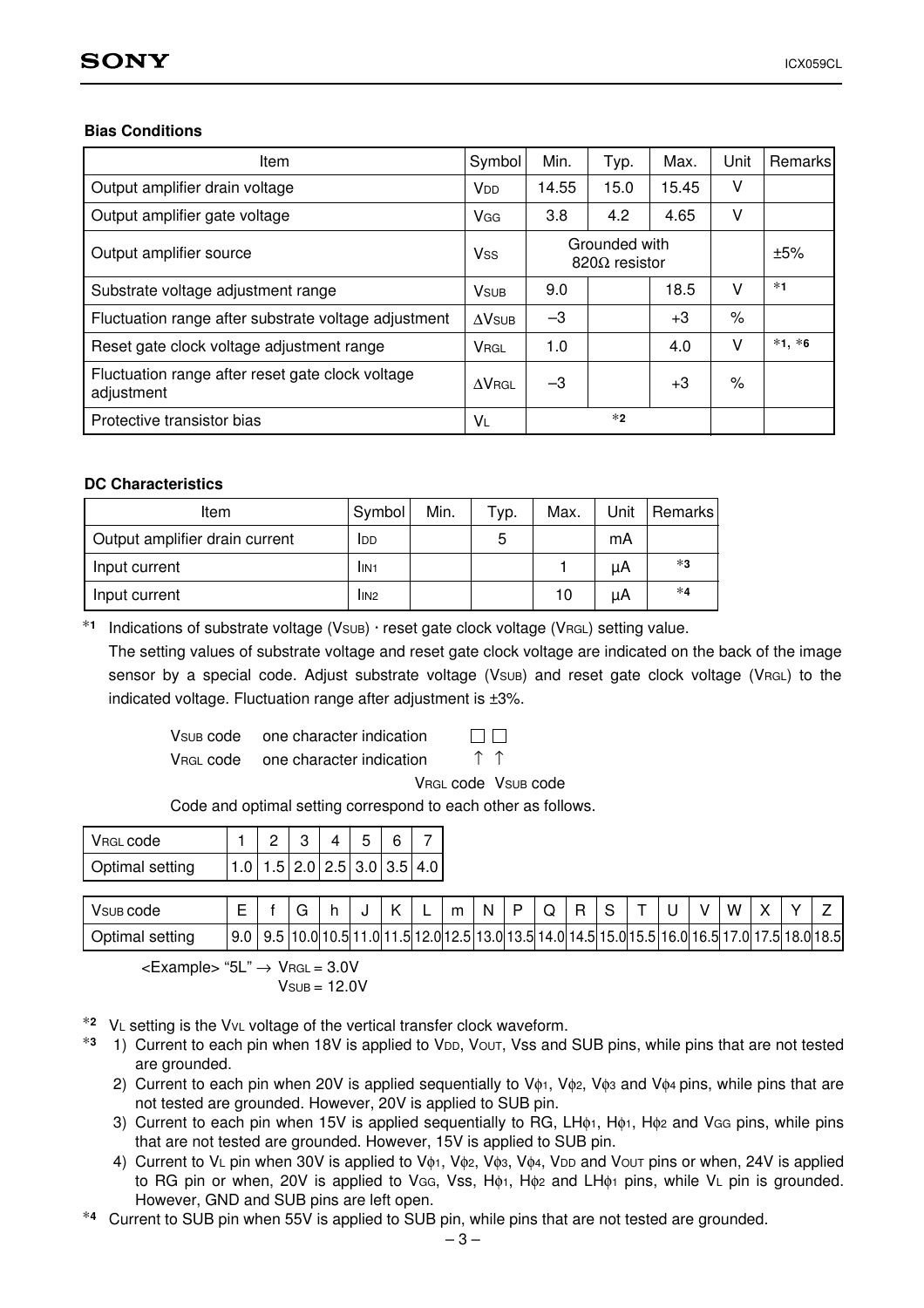**Bias Conditions**

| Item | Symbol | Min. | Typ. | Max. | Unit | Remarks |
|---|---|---|---|---|---|---|
| Output amplifier drain voltage | $V_{DD}$ | 14.55 | 15.0 | 15.45 | V | |
| Output amplifier gate voltage | $V_{GG}$ | 3.8 | 4.2 | 4.65 | V | |
| Output amplifier source | $V_{SS}$ | Grounded with 820Ω resistor | | | | ±5% |
| Substrate voltage adjustment range | $V_{SUB}$ | 9.0 | | 18.5 | V | *1 |
| Fluctuation range after substrate voltage adjustment | $\Delta V_{SUB}$ | –3 | | +3 | % | |
| Reset gate clock voltage adjustment range | $V_{RGL}$ | 1.0 | | 4.0 | V | *1, *6 |
| Fluctuation range after reset gate clock voltage adjustment | $\Delta V_{RGL}$ | –3 | | +3 | % | |
| Protective transistor bias | $V_L$ | | *2 | | | |

**DC Characteristics**

| Item | Symbol | Min. | Typ. | Max. | Unit | Remarks |
|---|---|---|---|---|---|---|
| Output amplifier drain current | $I_{DD}$ | | 5 | | mA | |
| Input current | $I_{IN1}$ | | | 1 | μA | *3 |
| Input current | $I_{IN2}$ | | | 10 | μA | *4 |

*1 Indications of substrate voltage ($V_{SUB}$) · reset gate clock voltage ($V_{RGL}$) setting value.
The setting values of substrate voltage and reset gate clock voltage are indicated on the back of the image sensor by a special code. Adjust substrate voltage ($V_{SUB}$) and reset gate clock voltage ($V_{RGL}$) to the indicated voltage. Fluctuation range after adjustment is ±3%.

$V_{SUB}$ code one character indication □ □
$V_{RGL}$ code one character indication ↑ ↑
$V_{RGL}$ code $V_{SUB}$ code

Code and optimal setting correspond to each other as follows.

| $V_{RGL}$ code | 1 | 2 | 3 | 4 | 5 | 6 | 7 |
|---|---|---|---|---|---|---|---|
| Optimal setting | 1.0 | 1.5 | 2.0 | 2.5 | 3.0 | 3.5 | 4.0 |

| $V_{SUB}$ code | E | f | G | h | J | K | L | m | N | P | Q | R | S | T | U | V | W | X | Y | Z |
|---|---|---|---|---|---|---|---|---|---|---|---|---|---|---|---|---|---|---|---|---|
| Optimal setting | 9.0 | 9.5 | 10.0 | 10.5 | 11.0 | 11.5 | 12.0 | 12.5 | 13.0 | 13.5 | 14.0 | 14.5 | 15.0 | 15.5 | 16.0 | 16.5 | 17.0 | 17.5 | 18.0 | 18.5 |

<Example> "5L" → $V_{RGL}$ = 3.0V
$V_{SUB}$ = 12.0V

*2 $V_L$ setting is the $V_{VL}$ voltage of the vertical transfer clock waveform.

*3 1) Current to each pin when 18V is applied to $V_{DD}$, $V_{OUT}$, Vss and SUB pins, while pins that are not tested are grounded.
2) Current to each pin when 20V is applied sequentially to $V\phi_1$, $V\phi_2$, $V\phi_3$ and $V\phi_4$ pins, while pins that are not tested are grounded. However, 20V is applied to SUB pin.
3) Current to each pin when 15V is applied sequentially to RG, $LH\phi_1$, $H\phi_1$, $H\phi_2$ and $V_{GG}$ pins, while pins that are not tested are grounded. However, 15V is applied to SUB pin.
4) Current to $V_L$ pin when 30V is applied to $V\phi_1$, $V\phi_2$, $V\phi_3$, $V\phi_4$, $V_{DD}$ and $V_{OUT}$ pins or when, 24V is applied to RG pin or when, 20V is applied to $V_{GG}$, Vss, $H\phi_1$, $H\phi_2$ and $LH\phi_1$ pins, while $V_L$ pin is grounded. However, GND and SUB pins are left open.

*4 Current to SUB pin when 55V is applied to SUB pin, while pins that are not tested are grounded.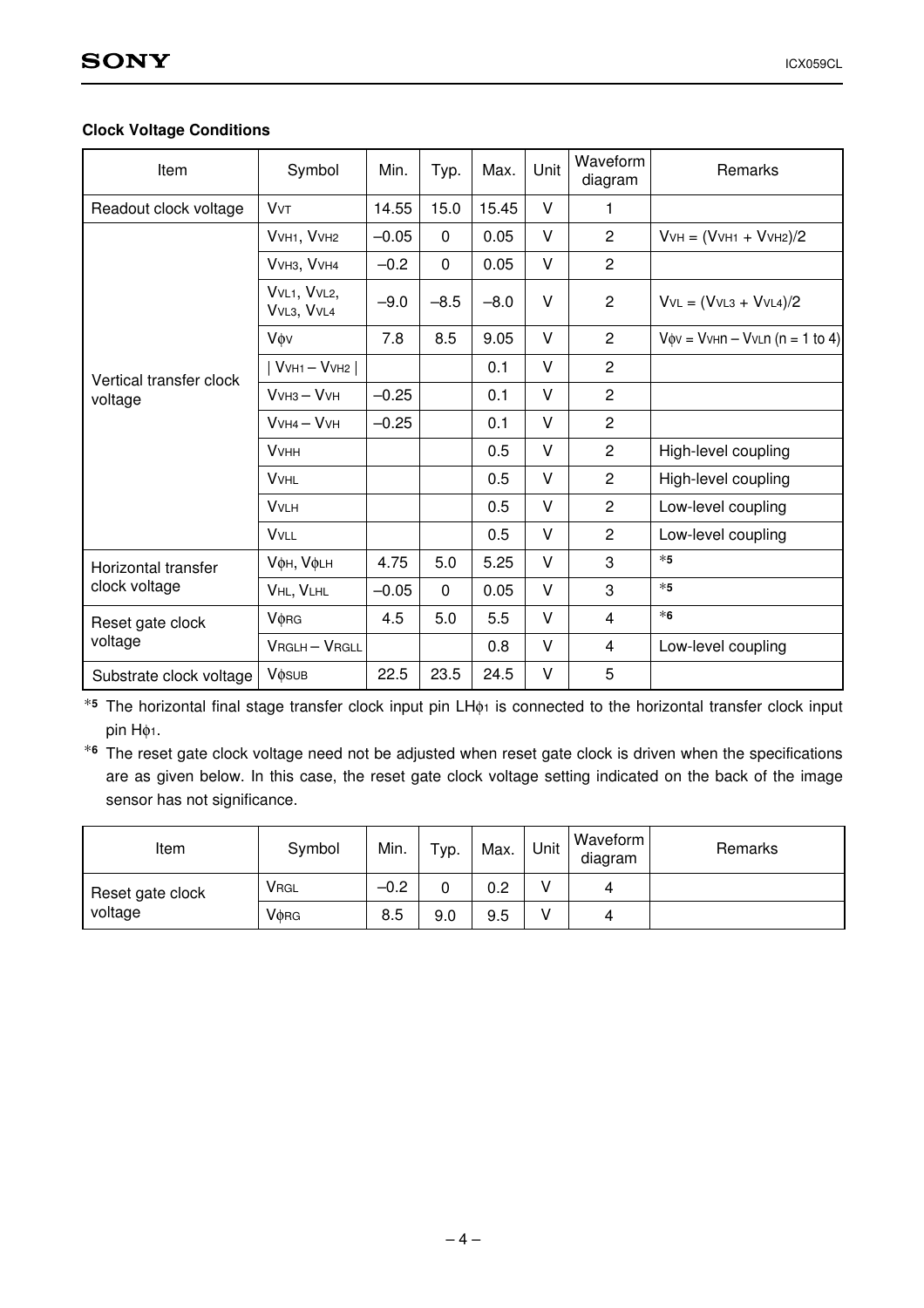**Clock Voltage Conditions**

| Item | Symbol | Min. | Typ. | Max. | Unit | Waveform diagram | Remarks |
|---|---|---|---|---|---|---|---|
| Readout clock voltage | $V_{VT}$ | 14.55 | 15.0 | 15.45 | V | 1 | |
| Vertical transfer clock voltage | $V_{VH1}$, $V_{VH2}$ | –0.05 | 0 | 0.05 | V | 2 | $V_{VH} = (V_{VH1} + V_{VH2})/2$ |
| | $V_{VH3}$, $V_{VH4}$ | –0.2 | 0 | 0.05 | V | 2 | |
| | $V_{VL1}$, $V_{VL2}$, $V_{VL3}$, $V_{VL4}$ | –9.0 | –8.5 | –8.0 | V | 2 | $V_{VL} = (V_{VL3} + V_{VL4})/2$ |
| | $V_{\phi V}$ | 7.8 | 8.5 | 9.05 | V | 2 | $V_{\phi V} = V_{VHn} – V_{VLn}$ (n = 1 to 4) |
| | $\vert V_{VH1} – V_{VH2} \vert$ | | | 0.1 | V | 2 | |
| | $V_{VH3} – V_{VH}$ | –0.25 | | 0.1 | V | 2 | |
| | $V_{VH4} – V_{VH}$ | –0.25 | | 0.1 | V | 2 | |
| | $V_{VHH}$ | | | 0.5 | V | 2 | High-level coupling |
| | $V_{VHL}$ | | | 0.5 | V | 2 | High-level coupling |
| | $V_{VLH}$ | | | 0.5 | V | 2 | Low-level coupling |
| | $V_{VLL}$ | | | 0.5 | V | 2 | Low-level coupling |
| Horizontal transfer clock voltage | $V_{\phi H}$, $V_{\phi LH}$ | 4.75 | 5.0 | 5.25 | V | 3 | *5 |
| | $V_{HL}$, $V_{LHL}$ | –0.05 | 0 | 0.05 | V | 3 | *5 |
| Reset gate clock voltage | $V_{\phi RG}$ | 4.5 | 5.0 | 5.5 | V | 4 | *6 |
| | $V_{RGLH} – V_{RGLL}$ | | | 0.8 | V | 4 | Low-level coupling |
| Substrate clock voltage | $V_{\phi SUB}$ | 22.5 | 23.5 | 24.5 | V | 5 | |

*5 The horizontal final stage transfer clock input pin $LH\phi_1$ is connected to the horizontal transfer clock input pin $H\phi_1$.

*6 The reset gate clock voltage need not be adjusted when reset gate clock is driven when the specifications are as given below. In this case, the reset gate clock voltage setting indicated on the back of the image sensor has not significance.

| Item | Symbol | Min. | Typ. | Max. | Unit | Waveform diagram | Remarks |
|---|---|---|---|---|---|---|---|
| Reset gate clock voltage | $V_{RGL}$ | –0.2 | 0 | 0.2 | V | 4 | |
| | $V_{\phi RG}$ | 8.5 | 9.0 | 9.5 | V | 4 | |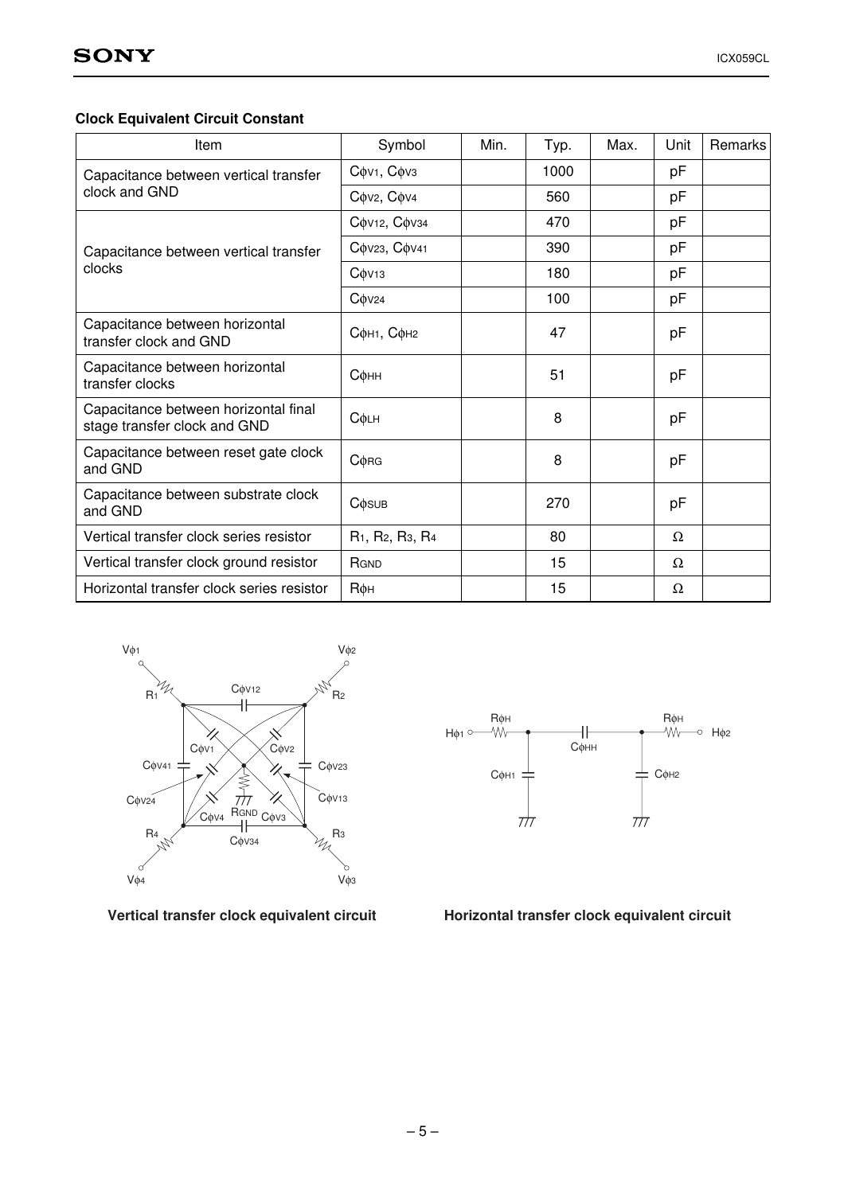### Clock Equivalent Circuit Constant

| Item | Symbol | Min. | Typ. | Max. | Unit | Remarks |
|---|---|---|---|---|---|---|
| Capacitance between vertical transfer clock and GND | $C_{\phi V1}$, $C_{\phi V3}$ | | 1000 | | pF | |
| | $C_{\phi V2}$, $C_{\phi V4}$ | | 560 | | pF | |
| Capacitance between vertical transfer clocks | $C_{\phi V12}$, $C_{\phi V34}$ | | 470 | | pF | |
| | $C_{\phi V23}$, $C_{\phi V41}$ | | 390 | | pF | |
| | $C_{\phi V13}$ | | 180 | | pF | |
| | $C_{\phi V24}$ | | 100 | | pF | |
| Capacitance between horizontal transfer clock and GND | $C_{\phi H1}$, $C_{\phi H2}$ | | 47 | | pF | |
| Capacitance between horizontal transfer clocks | $C_{\phi HH}$ | | 51 | | pF | |
| Capacitance between horizontal final stage transfer clock and GND | $C_{\phi LH}$ | | 8 | | pF | |
| Capacitance between reset gate clock and GND | $C_{\phi RG}$ | | 8 | | pF | |
| Capacitance between substrate clock and GND | $C_{\phi SUB}$ | | 270 | | pF | |
| Vertical transfer clock series resistor | $R_1$, $R_2$, $R_3$, $R_4$ | | 80 | | Ω | |
| Vertical transfer clock ground resistor | $R_{GND}$ | | 15 | | Ω | |
| Horizontal transfer clock series resistor | $R_{\phi H}$ | | 15 | | Ω | |

**Vertical transfer clock equivalent circuit**

**Horizontal transfer clock equivalent circuit**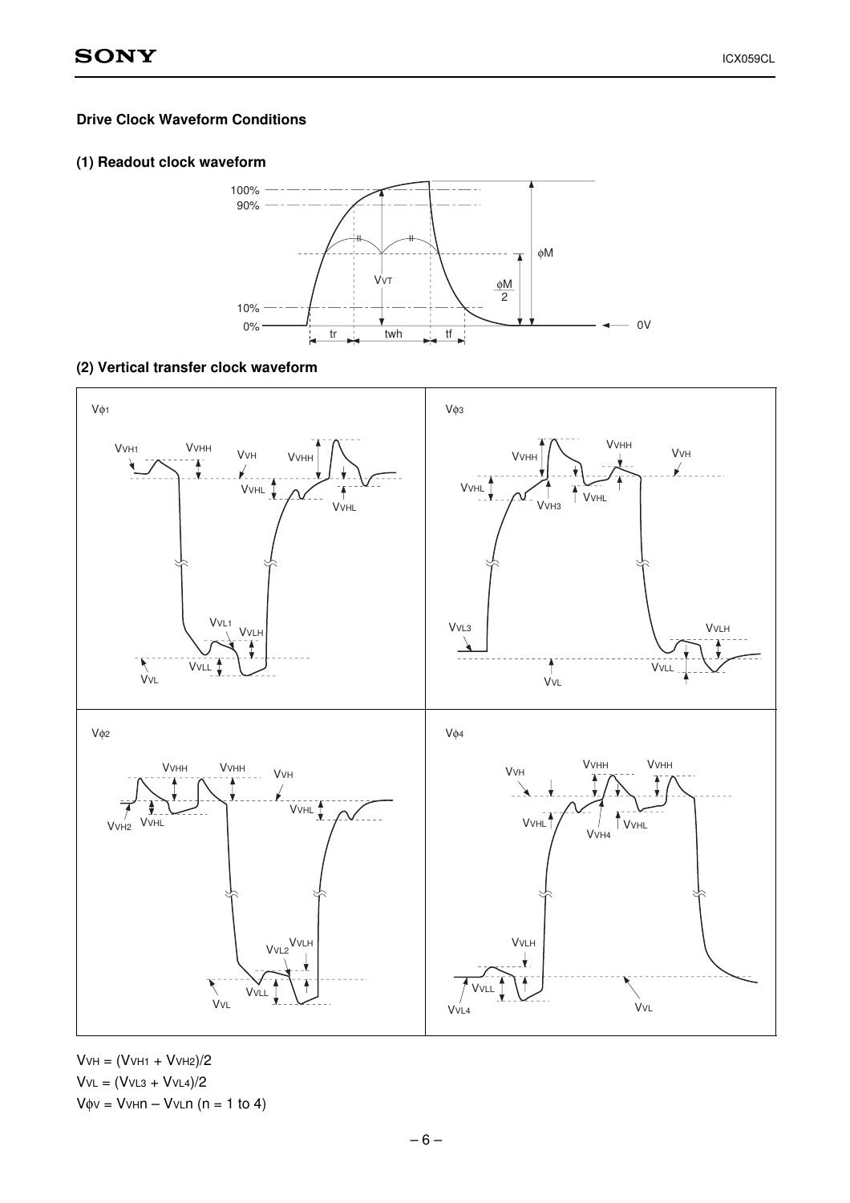### Drive Clock Waveform Conditions

#### (1) Readout clock waveform

#### (2) Vertical transfer clock waveform

$V_{VH} = (V_{VH1} + V_{VH2})/2$

$V_{VL} = (V_{VL3} + V_{VL4})/2$

$V_{\phi V} = V_{VHn} - V_{VLn}$ (n = 1 to 4)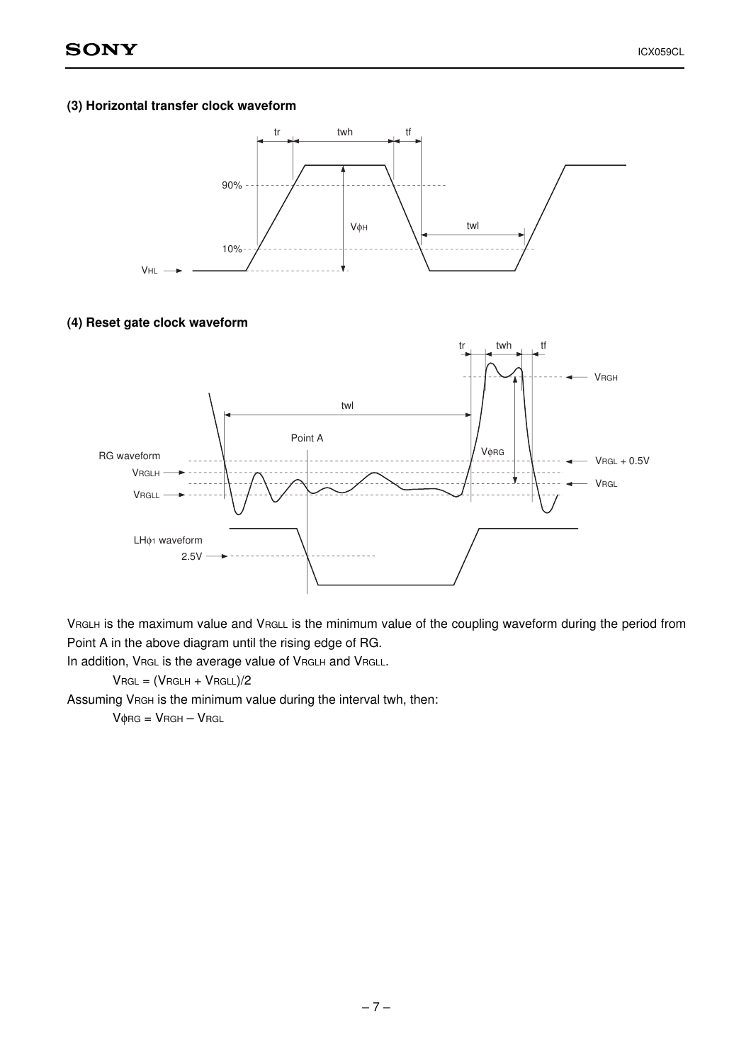### (3) Horizontal transfer clock waveform

### (4) Reset gate clock waveform

$V_{RGLH}$ is the maximum value and $V_{RGLL}$ is the minimum value of the coupling waveform during the period from Point A in the above diagram until the rising edge of RG.

In addition, $V_{RGL}$ is the average value of $V_{RGLH}$ and $V_{RGLL}$.

$$V_{RGL} = (V_{RGLH} + V_{RGLL})/2$$

Assuming $V_{RGH}$ is the minimum value during the interval twh, then:

$$V\phi_{RG} = V_{RGH} - V_{RGL}$$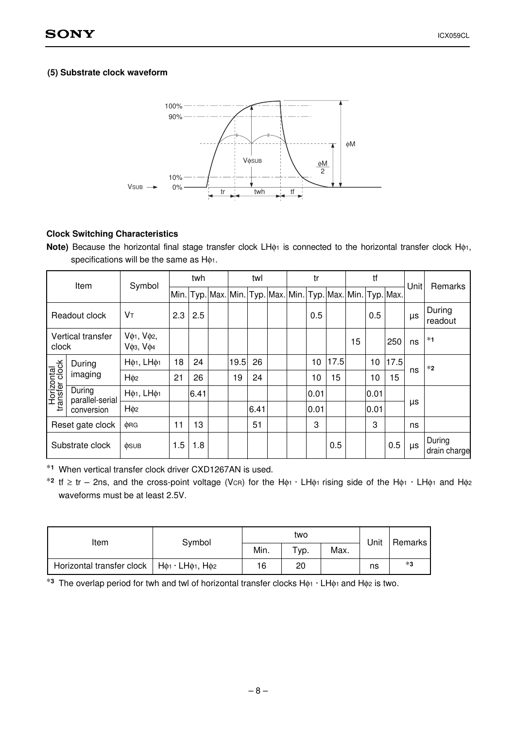### (5) Substrate clock waveform

100%
90%
10%
0%
VSUB
$V\phi SUB$
$\phi M$
$\frac{\phi M}{2}$
tr twh tf

### Clock Switching Characteristics

**Note)** Because the horizontal final stage transfer clock $LH\phi_1$ is connected to the horizontal transfer clock $H\phi_1$, specifications will be the same as $H\phi_1$.

| Item | | Symbol | twh | | | twl | | | tr | | | tf | | | Unit | Remarks |
|---|---|---|---|---|---|---|---|---|---|---|---|---|---|---|---|---|
| | | | Min. | Typ. | Max. | Min. | Typ. | Max. | Min. | Typ. | Max. | Min. | Typ. | Max. | | |
| Readout clock | | $V_T$ | 2.3 | 2.5 | | | | | | 0.5 | | | 0.5 | | μs | During readout |
| Vertical transfer clock | | $V\phi_1$, $V\phi_2$, $V\phi_3$, $V\phi_4$ | | | | | | | | | | 15 | | 250 | ns | *1 |
| Horizontal transfer clock | During imaging | $H\phi_1$, $LH\phi_1$ | 18 | 24 | | 19.5 | 26 | | | 10 | 17.5 | | 10 | 17.5 | ns | *2 |
| | | $H\phi_2$ | 21 | 26 | | 19 | 24 | | | 10 | 15 | | 10 | 15 | | |
| | During parallel-serial conversion | $H\phi_1$, $LH\phi_1$ | | 6.41 | | | | | | 0.01 | | | 0.01 | | μs | |
| | | $H\phi_2$ | | | | | 6.41 | | | 0.01 | | | 0.01 | | | |
| Reset gate clock | | $\phi RG$ | 11 | 13 | | | 51 | | | 3 | | | 3 | | ns | |
| Substrate clock | | $\phi SUB$ | 1.5 | 1.8 | | | | | | | 0.5 | | | 0.5 | μs | During drain charge |

*1 When vertical transfer clock driver CXD1267AN is used.

*2 tf ≥ tr – 2ns, and the cross-point voltage ($V_{CR}$) for the $H\phi_1 \cdot LH\phi_1$ rising side of the $H\phi_1 \cdot LH\phi_1$ and $H\phi_2$ waveforms must be at least 2.5V.

| Item | Symbol | two | | | Unit | Remarks |
|---|---|---|---|---|---|---|
| | | Min. | Typ. | Max. | | |
| Horizontal transfer clock | $H\phi_1 \cdot LH\phi_1$, $H\phi_2$ | 16 | 20 | | ns | *3 |

*3 The overlap period for twh and twl of horizontal transfer clocks $H\phi_1 \cdot LH\phi_1$ and $H\phi_2$ is two.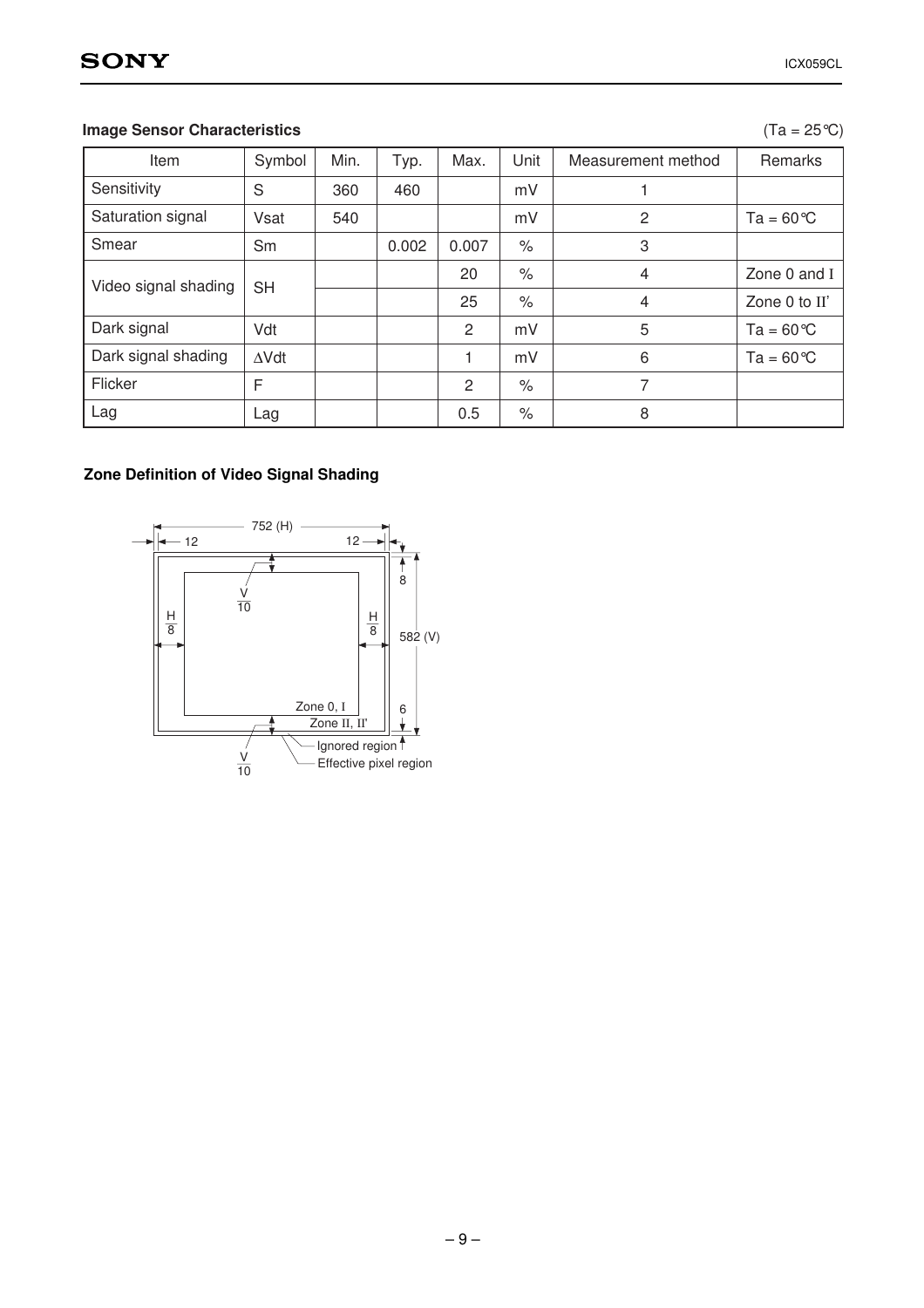### Image Sensor Characteristics

(Ta = 25°C)

| Item | Symbol | Min. | Typ. | Max. | Unit | Measurement method | Remarks |
|---|---|---|---|---|---|---|---|
| Sensitivity | S | 360 | 460 | | mV | 1 | |
| Saturation signal | Vsat | 540 | | | mV | 2 | Ta = 60°C |
| Smear | Sm | | 0.002 | 0.007 | % | 3 | |
| Video signal shading | SH | | | 20 | % | 4 | Zone 0 and I |
| | | | | 25 | % | 4 | Zone 0 to II' |
| Dark signal | Vdt | | | 2 | mV | 5 | Ta = 60°C |
| Dark signal shading | ΔVdt | | | 1 | mV | 6 | Ta = 60°C |
| Flicker | F | | | 2 | % | 7 | |
| Lag | Lag | | | 0.5 | % | 8 | |

### Zone Definition of Video Signal Shading

752 (H)

12 12

8

582 (V)

6

$\frac{V}{10}$

$\frac{H}{8}$ $\frac{H}{8}$

Zone 0, I

Zone II, II'

$\frac{V}{10}$

Ignored region

Effective pixel region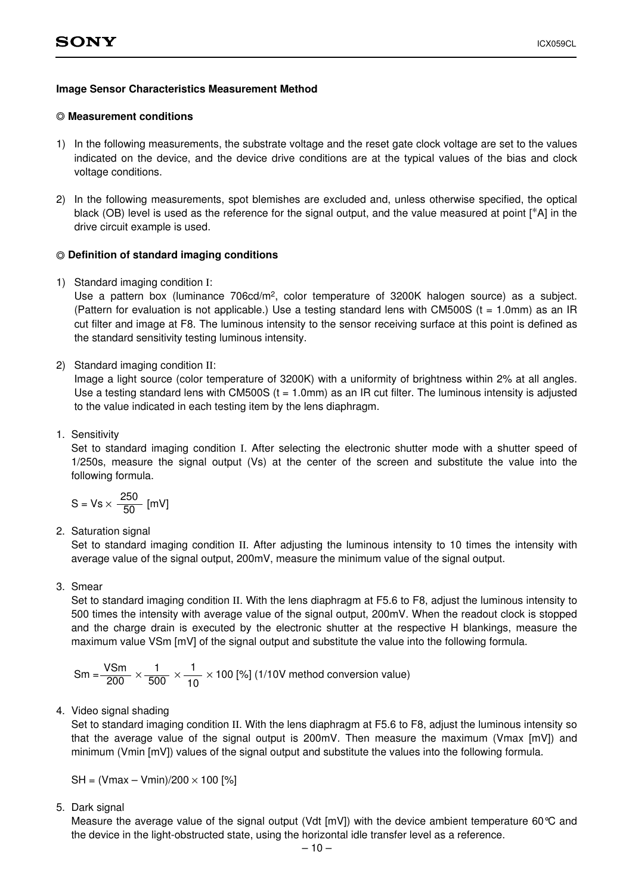## Image Sensor Characteristics Measurement Method

### ◎ Measurement conditions

1) In the following measurements, the substrate voltage and the reset gate clock voltage are set to the values indicated on the device, and the device drive conditions are at the typical values of the bias and clock voltage conditions.

2) In the following measurements, spot blemishes are excluded and, unless otherwise specified, the optical black (OB) level is used as the reference for the signal output, and the value measured at point [*A] in the drive circuit example is used.

### ◎ Definition of standard imaging conditions

1) Standard imaging condition I:
   Use a pattern box (luminance 706cd/m$^2$, color temperature of 3200K halogen source) as a subject. (Pattern for evaluation is not applicable.) Use a testing standard lens with CM500S (t = 1.0mm) as an IR cut filter and image at F8. The luminous intensity to the sensor receiving surface at this point is defined as the standard sensitivity testing luminous intensity.

2) Standard imaging condition II:
   Image a light source (color temperature of 3200K) with a uniformity of brightness within 2% at all angles. Use a testing standard lens with CM500S (t = 1.0mm) as an IR cut filter. The luminous intensity is adjusted to the value indicated in each testing item by the lens diaphragm.

1. Sensitivity
   Set to standard imaging condition I. After selecting the electronic shutter mode with a shutter speed of 1/250s, measure the signal output (Vs) at the center of the screen and substitute the value into the following formula.

   $$S = Vs \times \frac{250}{50} \text{ [mV]}$$

2. Saturation signal
   Set to standard imaging condition II. After adjusting the luminous intensity to 10 times the intensity with average value of the signal output, 200mV, measure the minimum value of the signal output.

3. Smear
   Set to standard imaging condition II. With the lens diaphragm at F5.6 to F8, adjust the luminous intensity to 500 times the intensity with average value of the signal output, 200mV. When the readout clock is stopped and the charge drain is executed by the electronic shutter at the respective H blankings, measure the maximum value VSm [mV] of the signal output and substitute the value into the following formula.

   $$Sm = \frac{VSm}{200} \times \frac{1}{500} \times \frac{1}{10} \times 100 \text{ [\%] (1/10V method conversion value)}$$

4. Video signal shading
   Set to standard imaging condition II. With the lens diaphragm at F5.6 to F8, adjust the luminous intensity so that the average value of the signal output is 200mV. Then measure the maximum (Vmax [mV]) and minimum (Vmin [mV]) values of the signal output and substitute the values into the following formula.

   $$SH = (Vmax – Vmin)/200 \times 100 \text{ [\%]}$$

5. Dark signal
   Measure the average value of the signal output (Vdt [mV]) with the device ambient temperature 60°C and the device in the light-obstructed state, using the horizontal idle transfer level as a reference.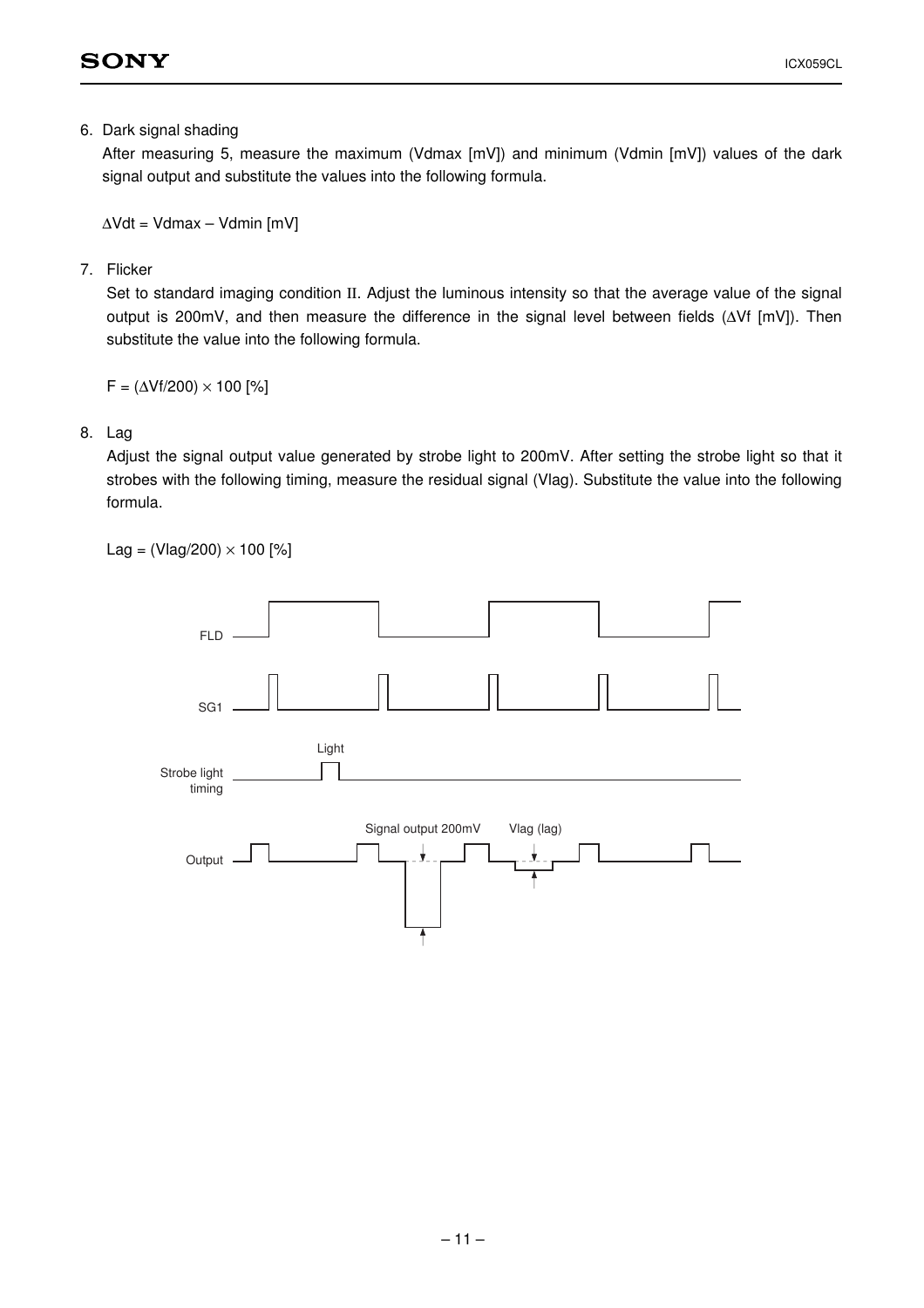6. Dark signal shading

   After measuring 5, measure the maximum (Vdmax [mV]) and minimum (Vdmin [mV]) values of the dark signal output and substitute the values into the following formula.

   $\Delta$Vdt = Vdmax – Vdmin [mV]

7. Flicker

   Set to standard imaging condition II. Adjust the luminous intensity so that the average value of the signal output is 200mV, and then measure the difference in the signal level between fields ($\Delta$Vf [mV]). Then substitute the value into the following formula.

   F = ($\Delta$Vf/200) × 100 [%]

8. Lag

   Adjust the signal output value generated by strobe light to 200mV. After setting the strobe light so that it strobes with the following timing, measure the residual signal (Vlag). Substitute the value into the following formula.

   Lag = (Vlag/200) × 100 [%]

FLD

SG1

Light

Strobe light timing

Signal output 200mV

Vlag (lag)

Output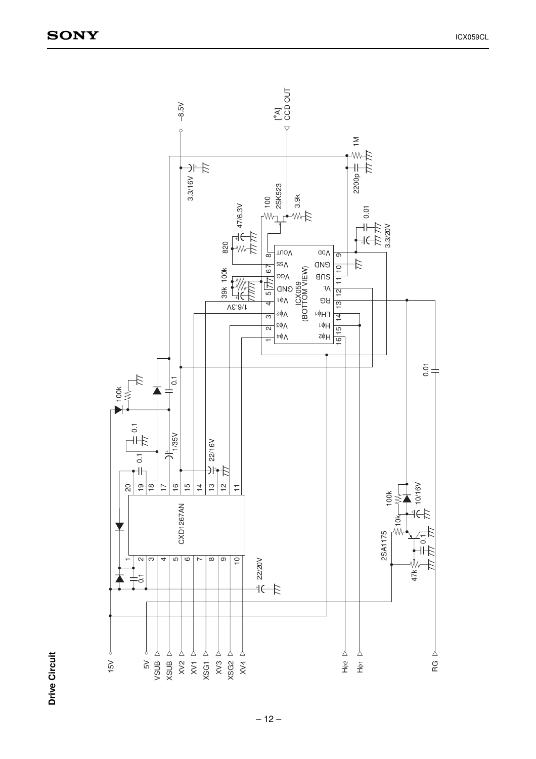**Drive Circuit**

15V

5V

VSUB

XSUB

XV2

XV1

XSG1

XV3

XSG2

XV4

Hφ2

Hφ1

RG

CXD1267AN

ICX059 (BOTTOM VIEW)

–8.5V

[*A] CCD OUT

3.3/16V

2SK523

100

3.9k

47/6.3V

820

100k

39k

1/6.3V

0.01

3.3/20V

2200p

1M

0.1

1/35V

100k

22/16V

22/20V

0.01

2SA1175

10k

100k

10/16V

47k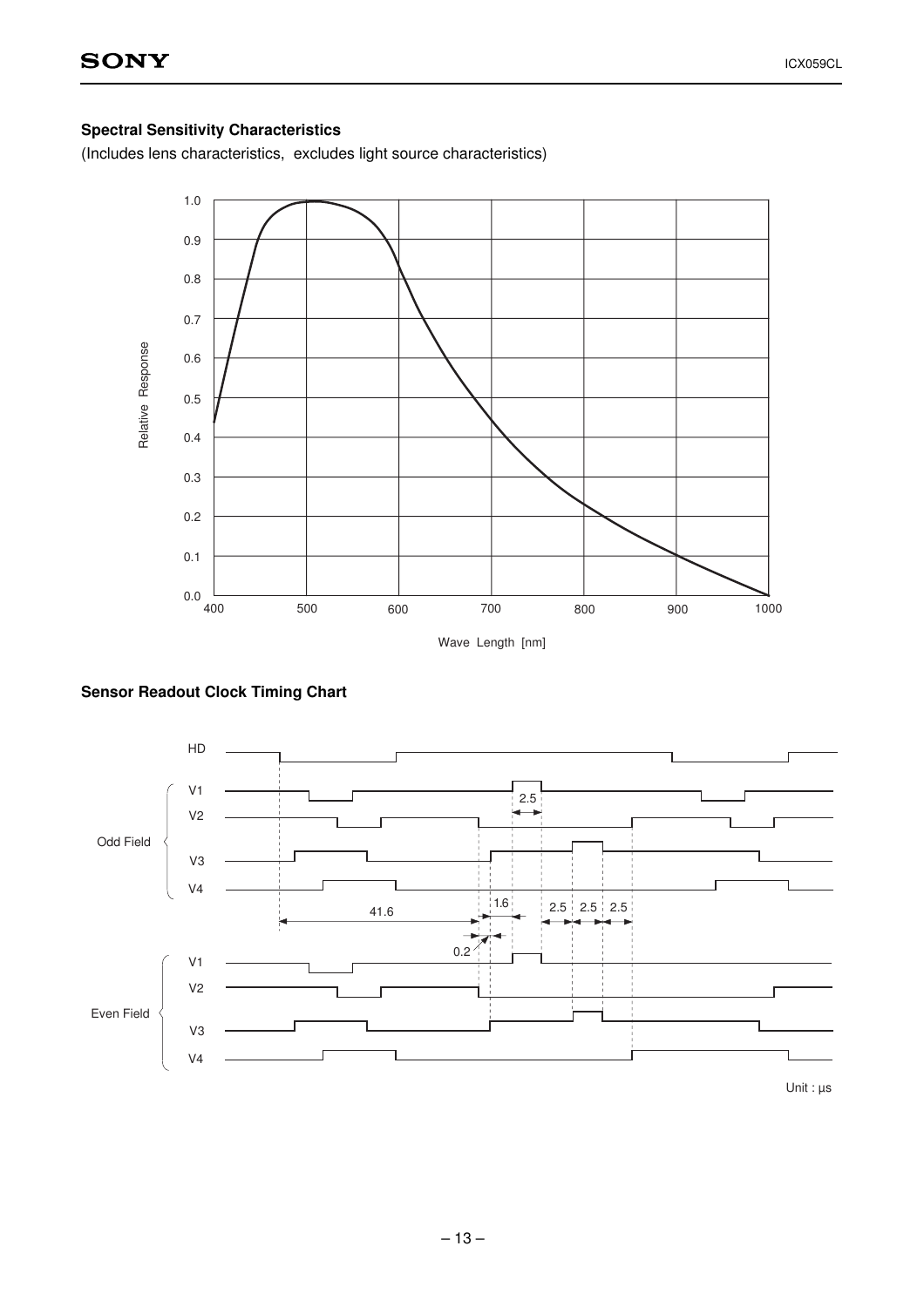### Spectral Sensitivity Characteristics

(Includes lens characteristics, excludes light source characteristics)

### Sensor Readout Clock Timing Chart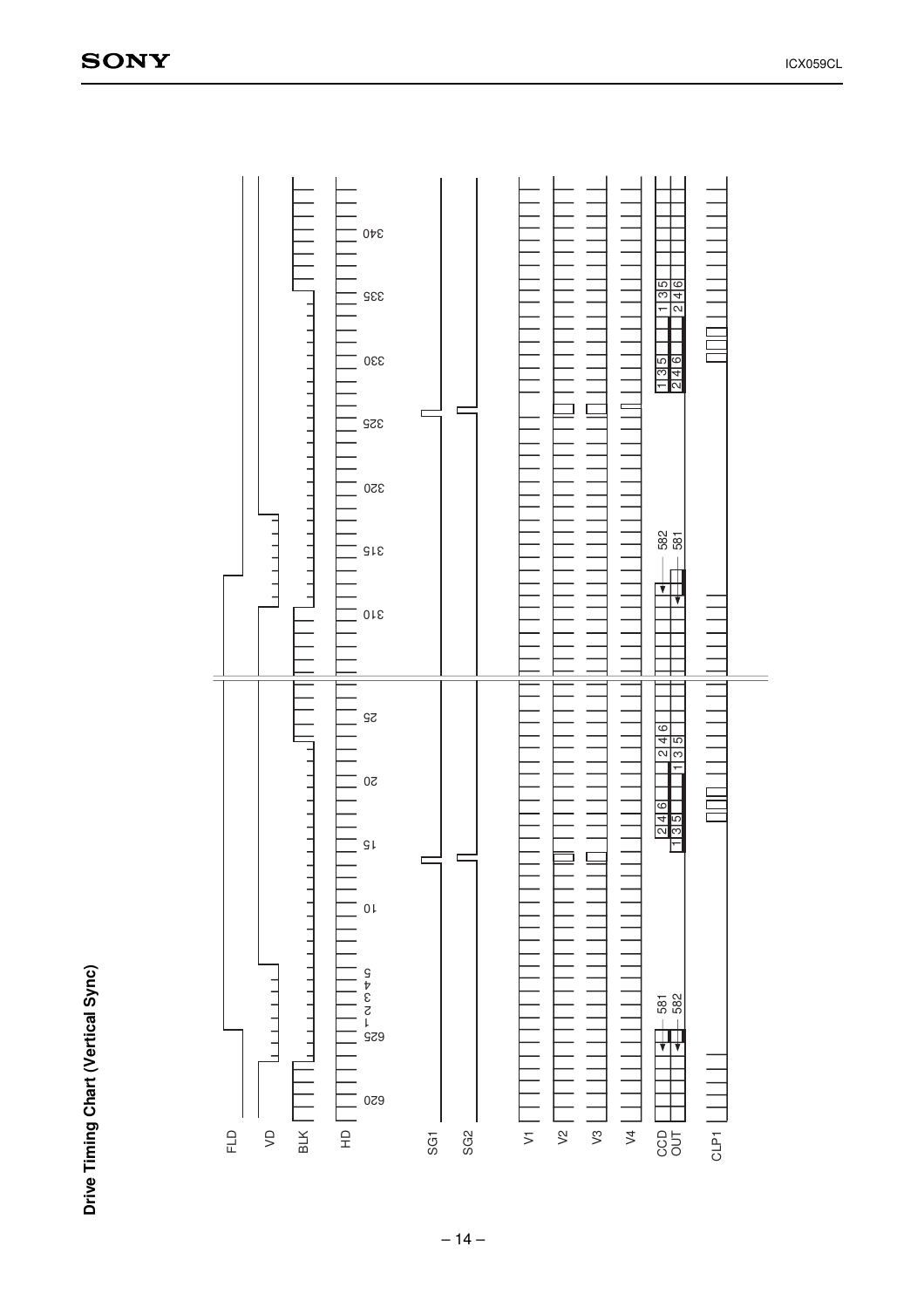# Drive Timing Chart (Vertical Sync)

FLD

VD

BLK

HD

620 625 1 2 3 4 5 10 15 20 25 310 315 320 325 330 335 340

SG1

SG2

V1

V2

V3

V4

CCD OUT

581 582

1 3 5 2 4 6

2 4 6 1 3 5

582 581

1 3 5 2 4 6

1 3 5 2 4 6

CLP1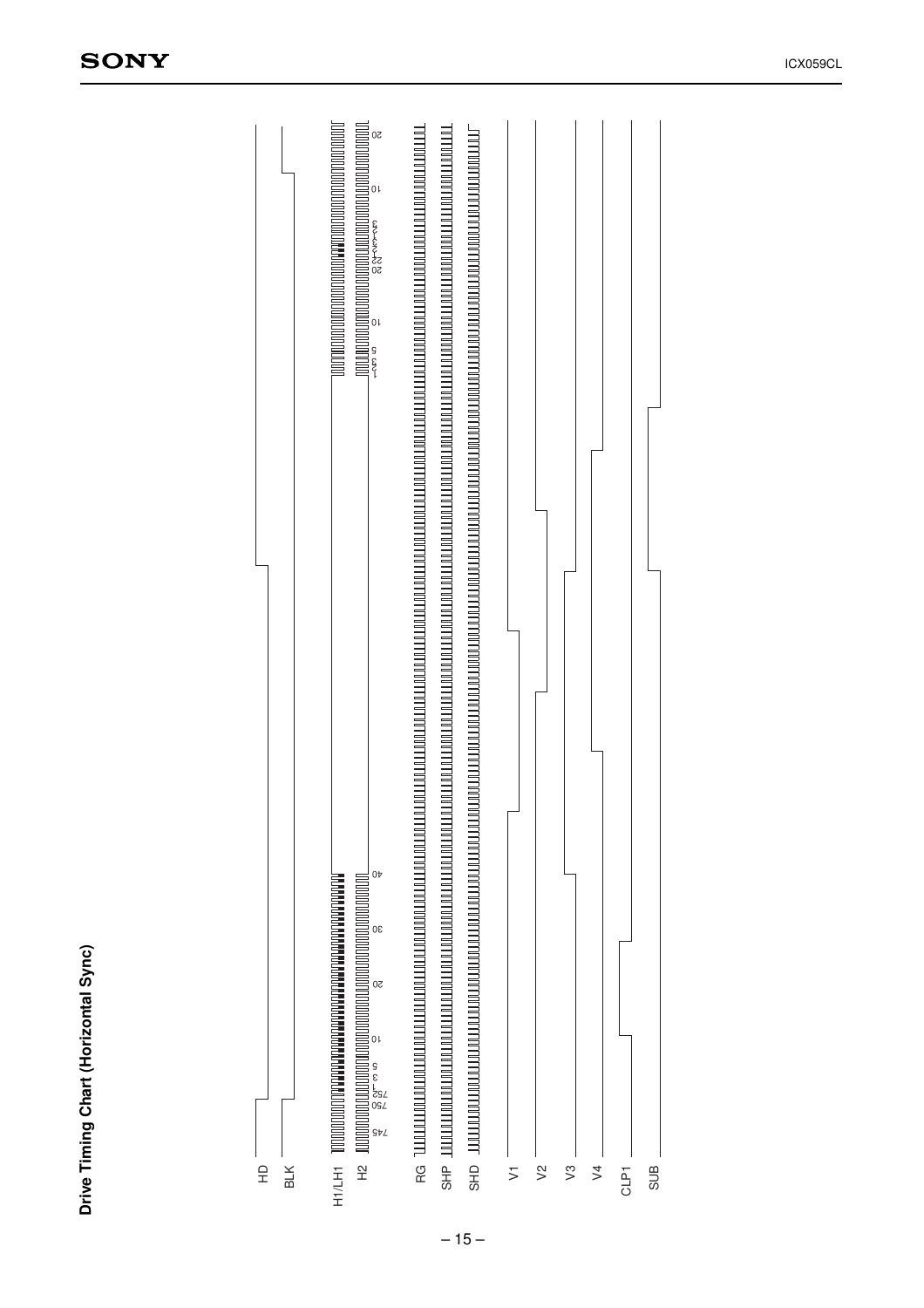## Drive Timing Chart (Horizontal Sync)

HD

BLK

H1/LH1

H2

745 750 752 1 3 5 10 20 30 40

1 3 5 10 20 22 24 26 10 20

RG

SHP

SHD

V1

V2

V3

V4

CLP1

SUB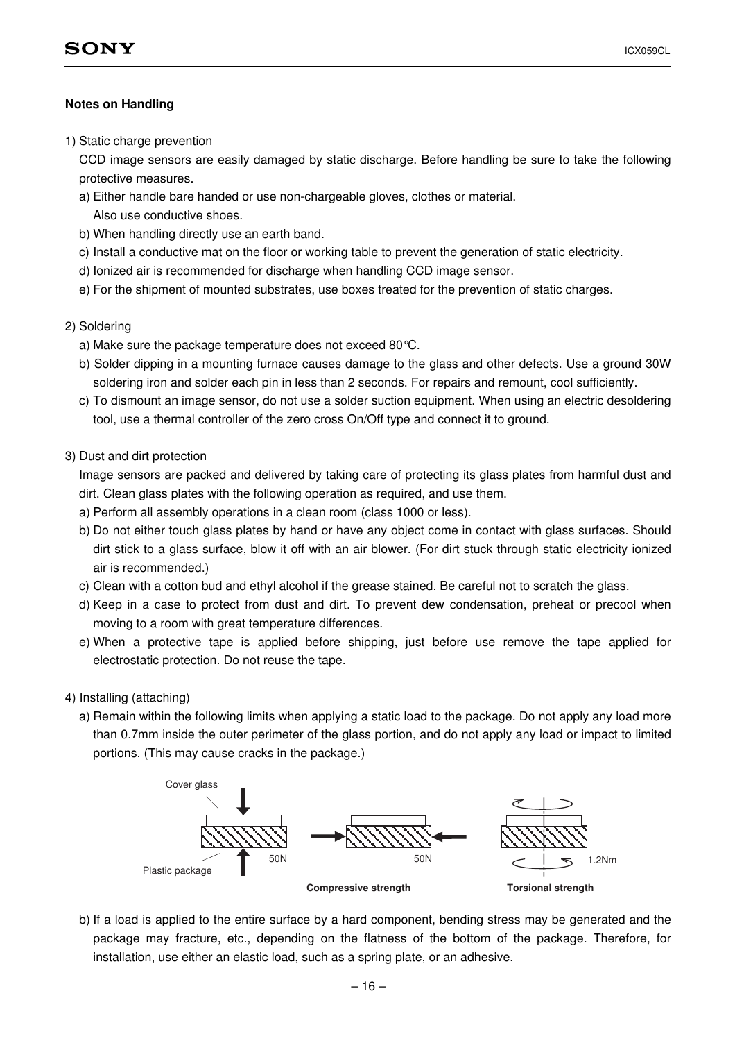**Notes on Handling**

1) Static charge prevention

CCD image sensors are easily damaged by static discharge. Before handling be sure to take the following protective measures.

a) Either handle bare handed or use non-chargeable gloves, clothes or material.
Also use conductive shoes.

b) When handling directly use an earth band.

c) Install a conductive mat on the floor or working table to prevent the generation of static electricity.

d) Ionized air is recommended for discharge when handling CCD image sensor.

e) For the shipment of mounted substrates, use boxes treated for the prevention of static charges.

2) Soldering

a) Make sure the package temperature does not exceed 80°C.

b) Solder dipping in a mounting furnace causes damage to the glass and other defects. Use a ground 30W soldering iron and solder each pin in less than 2 seconds. For repairs and remount, cool sufficiently.

c) To dismount an image sensor, do not use a solder suction equipment. When using an electric desoldering tool, use a thermal controller of the zero cross On/Off type and connect it to ground.

3) Dust and dirt protection

Image sensors are packed and delivered by taking care of protecting its glass plates from harmful dust and dirt. Clean glass plates with the following operation as required, and use them.

a) Perform all assembly operations in a clean room (class 1000 or less).

b) Do not either touch glass plates by hand or have any object come in contact with glass surfaces. Should dirt stick to a glass surface, blow it off with an air blower. (For dirt stuck through static electricity ionized air is recommended.)

c) Clean with a cotton bud and ethyl alcohol if the grease stained. Be careful not to scratch the glass.

d) Keep in a case to protect from dust and dirt. To prevent dew condensation, preheat or precool when moving to a room with great temperature differences.

e) When a protective tape is applied before shipping, just before use remove the tape applied for electrostatic protection. Do not reuse the tape.

4) Installing (attaching)

a) Remain within the following limits when applying a static load to the package. Do not apply any load more than 0.7mm inside the outer perimeter of the glass portion, and do not apply any load or impact to limited portions. (This may cause cracks in the package.)

Cover glass

Plastic package

50N　　50N　　1.2Nm

Compressive strength　　Torsional strength

b) If a load is applied to the entire surface by a hard component, bending stress may be generated and the package may fracture, etc., depending on the flatness of the bottom of the package. Therefore, for installation, use either an elastic load, such as a spring plate, or an adhesive.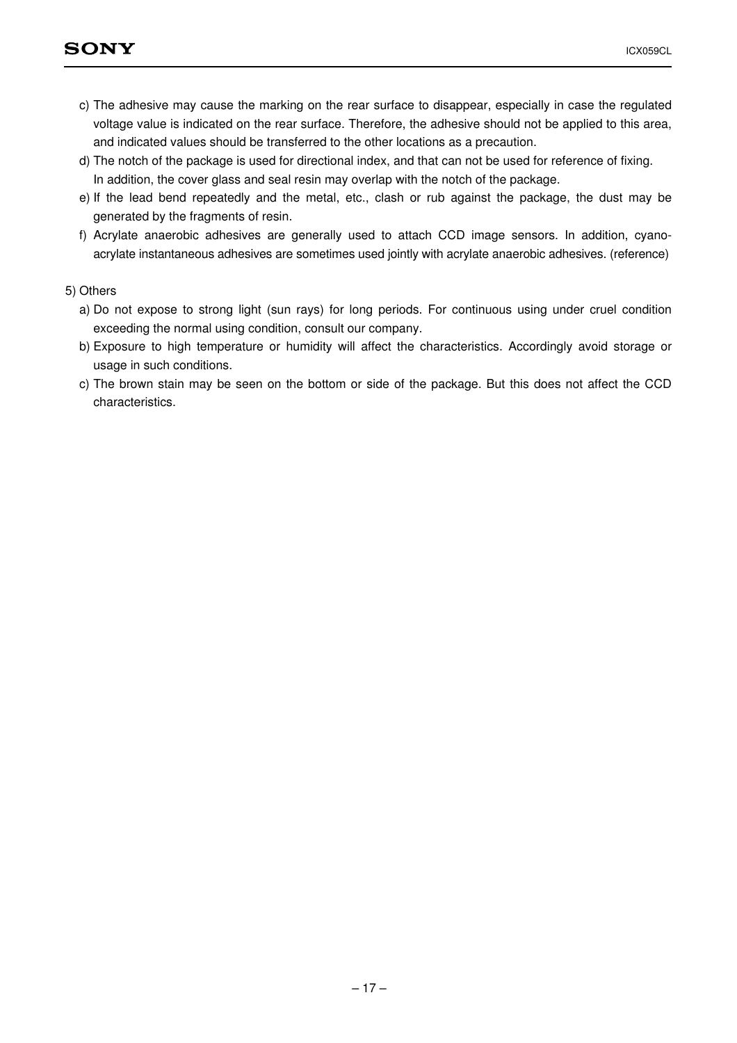c) The adhesive may cause the marking on the rear surface to disappear, especially in case the regulated voltage value is indicated on the rear surface. Therefore, the adhesive should not be applied to this area, and indicated values should be transferred to the other locations as a precaution.

d) The notch of the package is used for directional index, and that can not be used for reference of fixing. In addition, the cover glass and seal resin may overlap with the notch of the package.

e) If the lead bend repeatedly and the metal, etc., clash or rub against the package, the dust may be generated by the fragments of resin.

f) Acrylate anaerobic adhesives are generally used to attach CCD image sensors. In addition, cyano-acrylate instantaneous adhesives are sometimes used jointly with acrylate anaerobic adhesives. (reference)

5) Others

a) Do not expose to strong light (sun rays) for long periods. For continuous using under cruel condition exceeding the normal using condition, consult our company.

b) Exposure to high temperature or humidity will affect the characteristics. Accordingly avoid storage or usage in such conditions.

c) The brown stain may be seen on the bottom or side of the package. But this does not affect the CCD characteristics.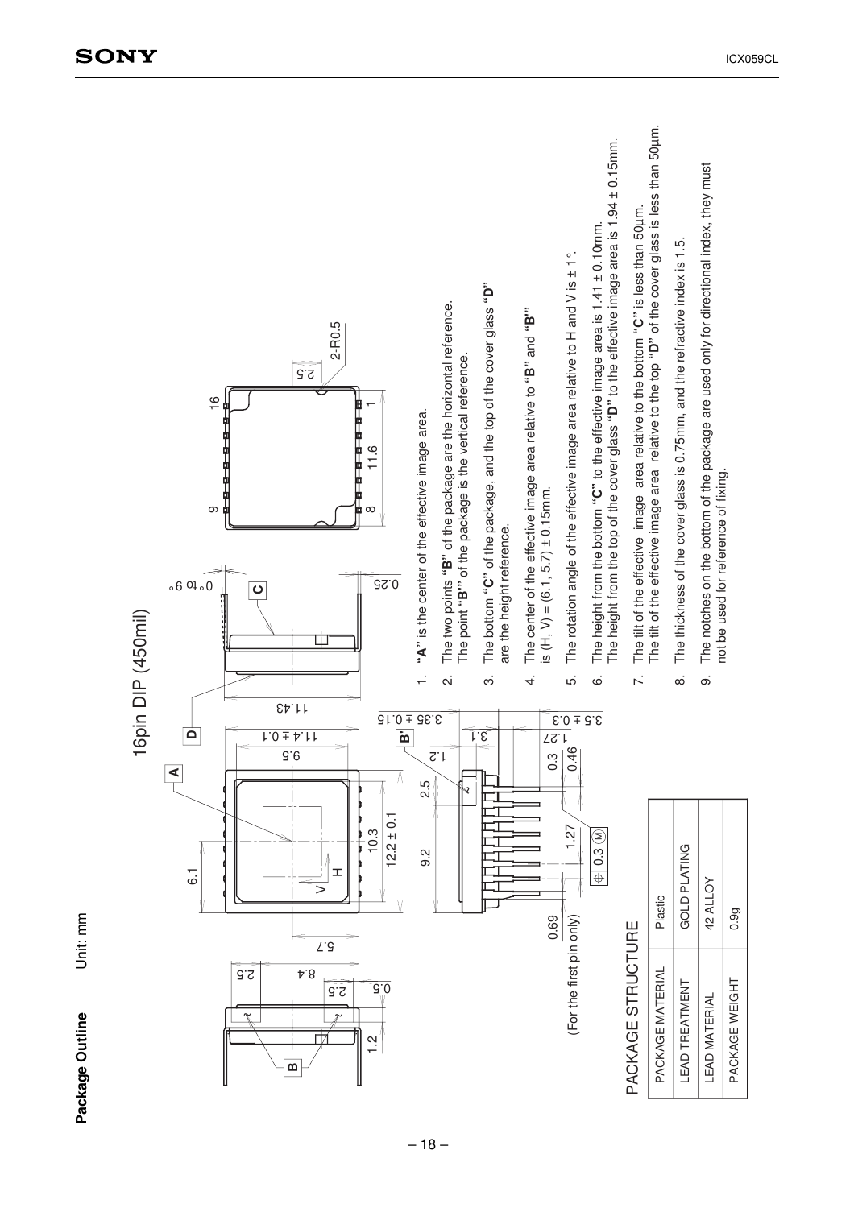## Package Outline

Unit: mm

16pin DIP (450mil)

A

D

B

B'

C

6.1

5.7

2.5

8.4

2.5

0.5

1.2

9.5

11.4 ± 0.1

11.43

V

H

10.3

12.2 ± 0.1

9.2

2.5

1.2

3.35 ± 0.15

3.1

0.69

(For the first pin only)

1.27

0.3 M

0.3

0.46

1.27

3.5 ± 0.3

0° to 9°

0.25

9

16

8

1

11.6

2.5

2-R0.5

1. **"A"** is the center of the effective image area.
2. The two points **"B"** of the package are the horizontal reference.
   The point **"B'"** of the package is the vertical reference.
3. The bottom **"C"** of the package, and the top of the cover glass **"D"** are the height reference.
4. The center of the effective image area relative to **"B"** and **"B'"** is (H, V) = (6.1, 5.7) ± 0.15mm.
5. The rotation angle of the effective image area relative to H and V is ± 1°.
6. The height from the bottom **"C"** to the effective image area is 1.41 ± 0.10mm.
   The height from the top of the cover glass **"D"** to the effective image area is 1.94 ± 0.15mm.
7. The tilt of the effective image area relative to the bottom **"C"** is less than 50µm.
   The tilt of the effective image area relative to the top **"D"** of the cover glass is less than 50µm.
8. The thickness of the cover glass is 0.75mm, and the refractive index is 1.5.
9. The notches on the bottom of the package are used only for directional index, they must not be used for reference of fixing.

### PACKAGE STRUCTURE

| | |
|---|---|
| PACKAGE MATERIAL | Plastic |
| LEAD TREATMENT | GOLD PLATING |
| LEAD MATERIAL | 42 ALLOY |
| PACKAGE WEIGHT | 0.9g |